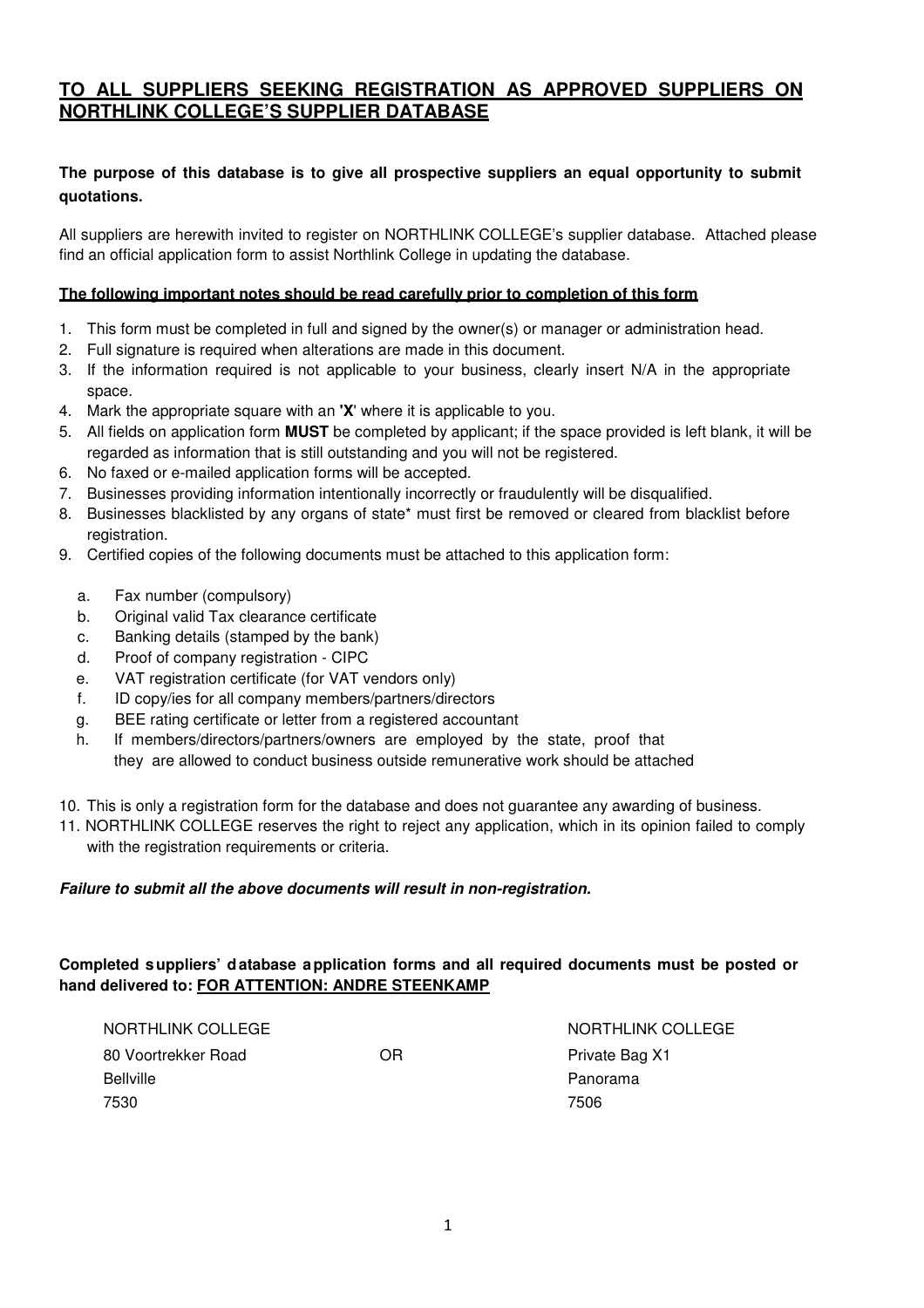## TO ALL SUPPLIERS SEEKING REGISTRATION AS APPROVED SUPPLIERS ON NORTHLINK COLLEGE'S SUPPLIER DATABASE

**The purpose of this database is to give all prospective suppliers an equal opportunity to submit quotations.**

All suppliers are herewith invited to register on NORTHLINK COLLEGE's supplier database. Attached please find an official application form to assist Northlink College in updating the database.

**The following important notes should be read carefully prior to completion of this form**

1. This form must be completed in full and signed by the owner(s) or manager or administration head.
2. Full signature is required when alterations are made in this document.
3. If the information required is not applicable to your business, clearly insert N/A in the appropriate space.
4. Mark the appropriate square with an **'X'** where it is applicable to you.
5. All fields on application form **MUST** be completed by applicant; if the space provided is left blank, it will be regarded as information that is still outstanding and you will not be registered.
6. No faxed or e-mailed application forms will be accepted.
7. Businesses providing information intentionally incorrectly or fraudulently will be disqualified.
8. Businesses blacklisted by any organs of state* must first be removed or cleared from blacklist before registration.
9. Certified copies of the following documents must be attached to this application form:
   a. Fax number (compulsory)
   b. Original valid Tax clearance certificate
   c. Banking details (stamped by the bank)
   d. Proof of company registration - CIPC
   e. VAT registration certificate (for VAT vendors only)
   f. ID copy/ies for all company members/partners/directors
   g. BEE rating certificate or letter from a registered accountant
   h. If members/directors/partners/owners are employed by the state, proof that they are allowed to conduct business outside remunerative work should be attached
10. This is only a registration form for the database and does not guarantee any awarding of business.
11. NORTHLINK COLLEGE reserves the right to reject any application, which in its opinion failed to comply with the registration requirements or criteria.

***Failure to submit all the above documents will result in non-registration.***

**Completed suppliers' database application forms and all required documents must be posted or hand delivered to: FOR ATTENTION: ANDRE STEENKAMP**

NORTHLINK COLLEGE
80 Voortrekker Road
Bellville
7530

OR

NORTHLINK COLLEGE
Private Bag X1
Panorama
7506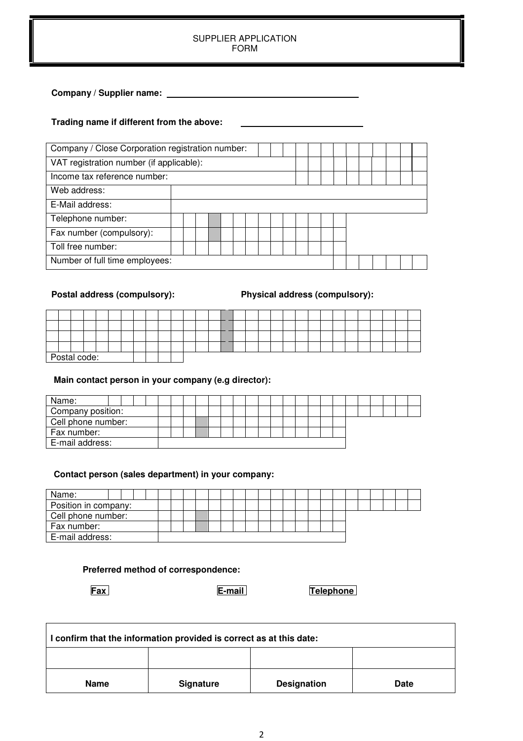# SUPPLIER APPLICATION FORM

**Company / Supplier name:** \_\_\_\_\_\_\_\_\_\_\_\_\_\_\_\_\_\_\_\_\_\_\_\_\_\_\_\_\_\_\_\_\_\_\_\_\_\_

**Trading name if different from the above:** \_\_\_\_\_\_\_\_\_\_\_\_\_\_\_\_\_\_\_\_\_\_\_\_\_

| | |
|---|---|
| Company / Close Corporation registration number: | |
| VAT registration number (if applicable): | |
| Income tax reference number: | |
| Web address: | |
| E-Mail address: | |
| Telephone number: | |
| Fax number (compulsory): | |
| Toll free number: | |
| Number of full time employees: | |

**Postal address (compulsory):** **Physical address (compulsory):**

| | |
|---|---|
| | |
| | |
| | |
| | |
| Postal code: | |

**Main contact person in your company (e.g director):**

| | |
|---|---|
| Name: | |
| Company position: | |
| Cell phone number: | |
| Fax number: | |
| E-mail address: | |

**Contact person (sales department) in your company:**

| | |
|---|---|
| Name: | |
| Position in company: | |
| Cell phone number: | |
| Fax number: | |
| E-mail address: | |

**Preferred method of correspondence:**

**Fax** **E-mail** **Telephone**

| I confirm that the information provided is correct as at this date: | | | |
|---|---|---|---|
| | | | |
| **Name** | **Signature** | **Designation** | **Date** |